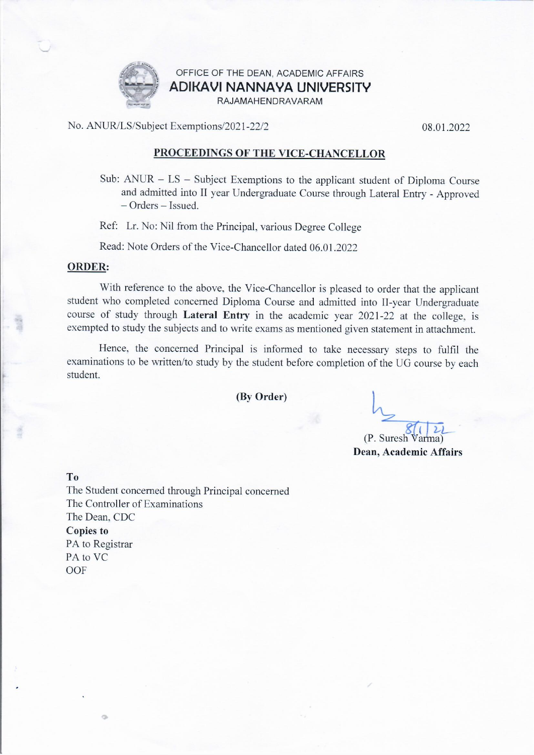OFFICE OF THE DEAN, ACADEMIC AFFAIRS

**ADIKAVI NANNAYA UNIVERSITY**

RAJAMAHENDRAVARAM

No. ANUR/LS/Subject Exemptions/2021-22/2 08.01.2022

## PROCEEDINGS OF THE VICE-CHANCELLOR

Sub: ANUR – LS – Subject Exemptions to the applicant student of Diploma Course and admitted into II year Undergraduate Course through Lateral Entry - Approved – Orders – Issued.

Ref: Lr. No: Nil from the Principal, various Degree College

Read: Note Orders of the Vice-Chancellor dated 06.01.2022

**ORDER:**

With reference to the above, the Vice-Chancellor is pleased to order that the applicant student who completed concerned Diploma Course and admitted into II-year Undergraduate course of study through **Lateral Entry** in the academic year 2021-22 at the college, is exempted to study the subjects and to write exams as mentioned given statement in attachment.

Hence, the concerned Principal is informed to take necessary steps to fulfil the examinations to be written/to study by the student before completion of the UG course by each student.

**(By Order)**

8/1/22

(P. Suresh Varma)

**Dean, Academic Affairs**

**To**

The Student concerned through Principal concerned

The Controller of Examinations

The Dean, CDC

**Copies to**

PA to Registrar

PA to VC

OOF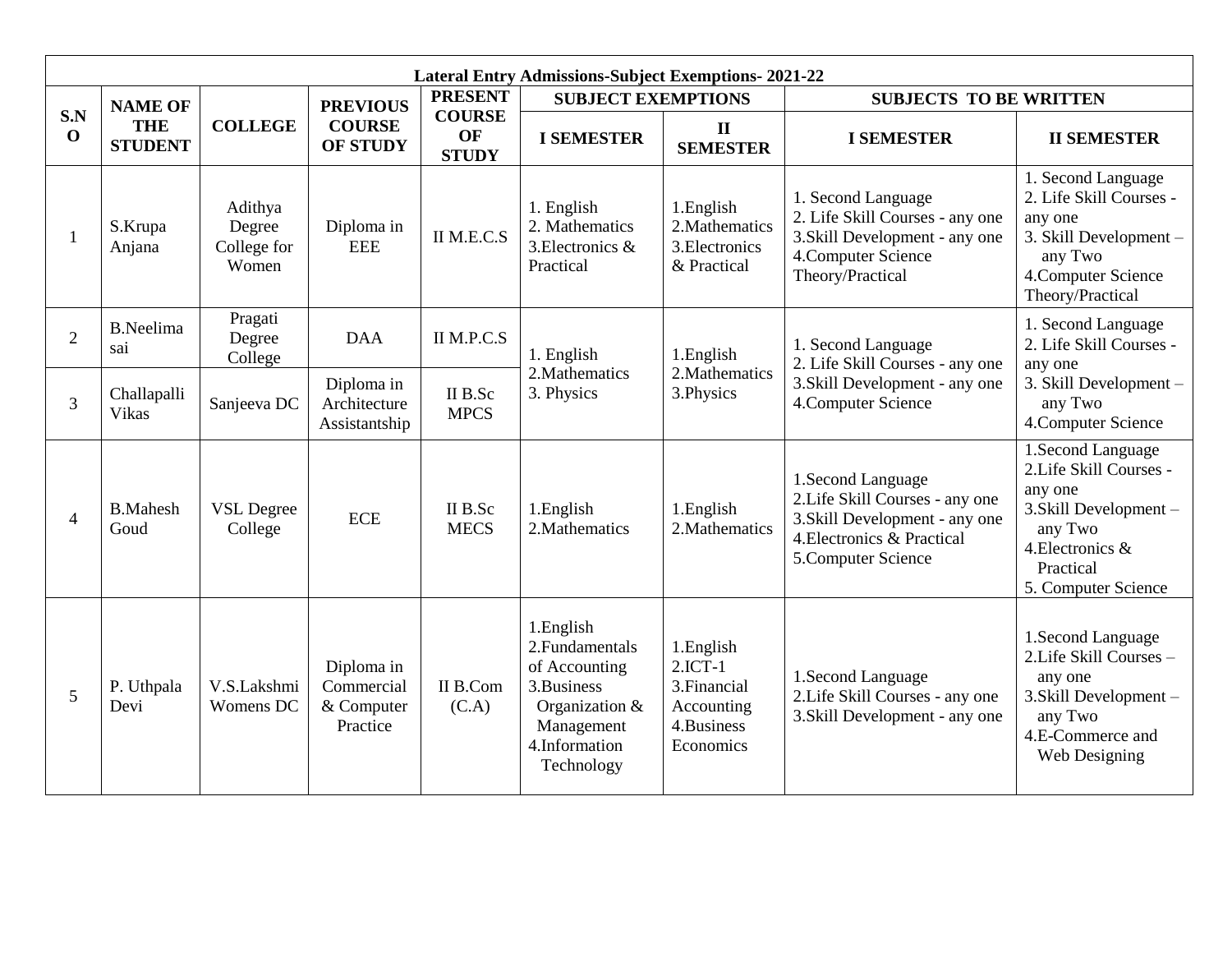| Lateral Entry Admissions-Subject Exemptions- 2021-22 | | | | | | | | |
|---|---|---|---|---|---|---|---|---|
| **S.NO** | **NAME OF THE STUDENT** | **COLLEGE** | **PREVIOUS COURSE OF STUDY** | **PRESENT COURSE OF STUDY** | **SUBJECT EXEMPTIONS** | | **SUBJECTS TO BE WRITTEN** | |
| | | | | | **I SEMESTER** | **II SEMESTER** | **I SEMESTER** | **II SEMESTER** |
| 1 | S.Krupa Anjana | Adithya Degree College for Women | Diploma in EEE | II M.E.C.S | 1. English 2. Mathematics 3.Electronics & Practical | 1.English 2.Mathematics 3.Electronics & Practical | 1. Second Language 2. Life Skill Courses - any one 3.Skill Development - any one 4.Computer Science Theory/Practical | 1. Second Language 2. Life Skill Courses - any one 3. Skill Development – any Two 4.Computer Science Theory/Practical |
| 2 | B.Neelima sai | Pragati Degree College | DAA | II M.P.C.S | 1. English 2.Mathematics 3. Physics | 1.English 2.Mathematics 3.Physics | 1. Second Language 2. Life Skill Courses - any one 3.Skill Development - any one 4.Computer Science | 1. Second Language 2. Life Skill Courses - any one 3. Skill Development – any Two 4.Computer Science |
| 3 | Challapalli Vikas | Sanjeeva DC | Diploma in Architecture Assistantship | II B.Sc MPCS | | | | |
| 4 | B.Mahesh Goud | VSL Degree College | ECE | II B.Sc MECS | 1.English 2.Mathematics | 1.English 2.Mathematics | 1.Second Language 2.Life Skill Courses - any one 3.Skill Development - any one 4.Electronics & Practical 5.Computer Science | 1.Second Language 2.Life Skill Courses - any one 3.Skill Development – any Two 4.Electronics & Practical 5. Computer Science |
| 5 | P. Uthpala Devi | V.S.Lakshmi Womens DC | Diploma in Commercial & Computer Practice | II B.Com (C.A) | 1.English 2.Fundamentals of Accounting 3.Business Organization & Management 4.Information Technology | 1.English 2.ICT-1 3.Financial Accounting 4.Business Economics | 1.Second Language 2.Life Skill Courses - any one 3.Skill Development - any one | 1.Second Language 2.Life Skill Courses – any one 3.Skill Development – any Two 4.E-Commerce and Web Designing |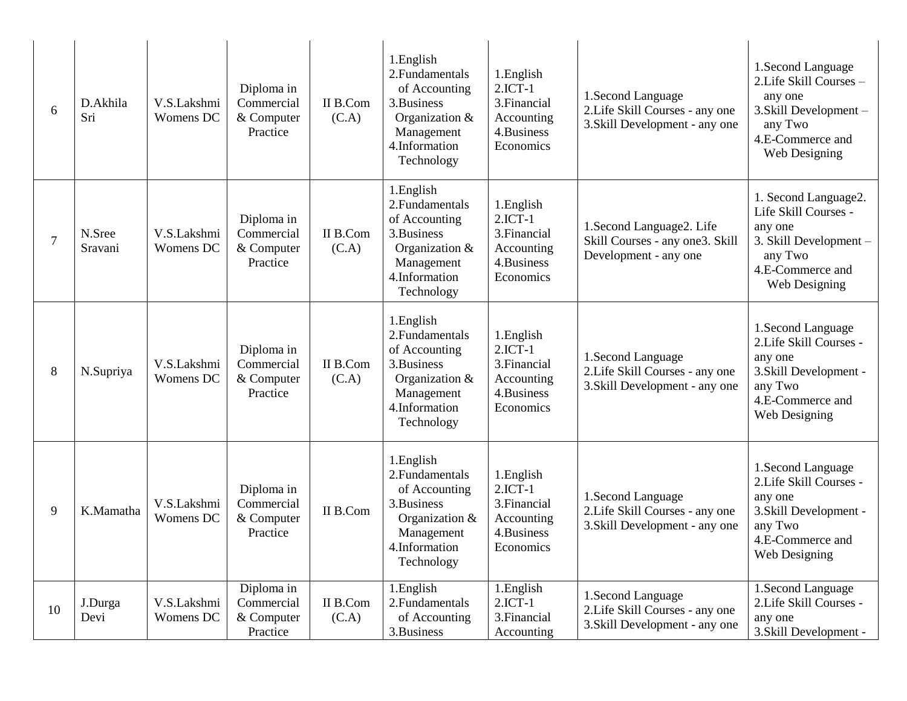| 6 | D.Akhila Sri | V.S.Lakshmi Womens DC | Diploma in Commercial & Computer Practice | II B.Com (C.A) | 1.English<br>2.Fundamentals of Accounting<br>3.Business Organization & Management<br>4.Information Technology | 1.English<br>2.ICT-1<br>3.Financial Accounting<br>4.Business Economics | 1.Second Language<br>2.Life Skill Courses - any one<br>3.Skill Development - any one | 1.Second Language<br>2.Life Skill Courses – any one<br>3.Skill Development – any Two<br>4.E-Commerce and Web Designing |
|---|---|---|---|---|---|---|---|---|
| 7 | N.Sree Sravani | V.S.Lakshmi Womens DC | Diploma in Commercial & Computer Practice | II B.Com (C.A) | 1.English<br>2.Fundamentals of Accounting<br>3.Business Organization & Management<br>4.Information Technology | 1.English<br>2.ICT-1<br>3.Financial Accounting<br>4.Business Economics | 1.Second Language2. Life Skill Courses - any one3. Skill Development - any one | 1. Second Language2. Life Skill Courses - any one<br>3. Skill Development – any Two<br>4.E-Commerce and Web Designing |
| 8 | N.Supriya | V.S.Lakshmi Womens DC | Diploma in Commercial & Computer Practice | II B.Com (C.A) | 1.English<br>2.Fundamentals of Accounting<br>3.Business Organization & Management<br>4.Information Technology | 1.English<br>2.ICT-1<br>3.Financial Accounting<br>4.Business Economics | 1.Second Language<br>2.Life Skill Courses - any one<br>3.Skill Development - any one | 1.Second Language<br>2.Life Skill Courses - any one<br>3.Skill Development - any Two<br>4.E-Commerce and Web Designing |
| 9 | K.Mamatha | V.S.Lakshmi Womens DC | Diploma in Commercial & Computer Practice | II B.Com | 1.English<br>2.Fundamentals of Accounting<br>3.Business Organization & Management<br>4.Information Technology | 1.English<br>2.ICT-1<br>3.Financial Accounting<br>4.Business Economics | 1.Second Language<br>2.Life Skill Courses - any one<br>3.Skill Development - any one | 1.Second Language<br>2.Life Skill Courses - any one<br>3.Skill Development - any Two<br>4.E-Commerce and Web Designing |
| 10 | J.Durga Devi | V.S.Lakshmi Womens DC | Diploma in Commercial & Computer Practice | II B.Com (C.A) | 1.English<br>2.Fundamentals of Accounting<br>3.Business | 1.English<br>2.ICT-1<br>3.Financial Accounting | 1.Second Language<br>2.Life Skill Courses - any one<br>3.Skill Development - any one | 1.Second Language<br>2.Life Skill Courses - any one<br>3.Skill Development - |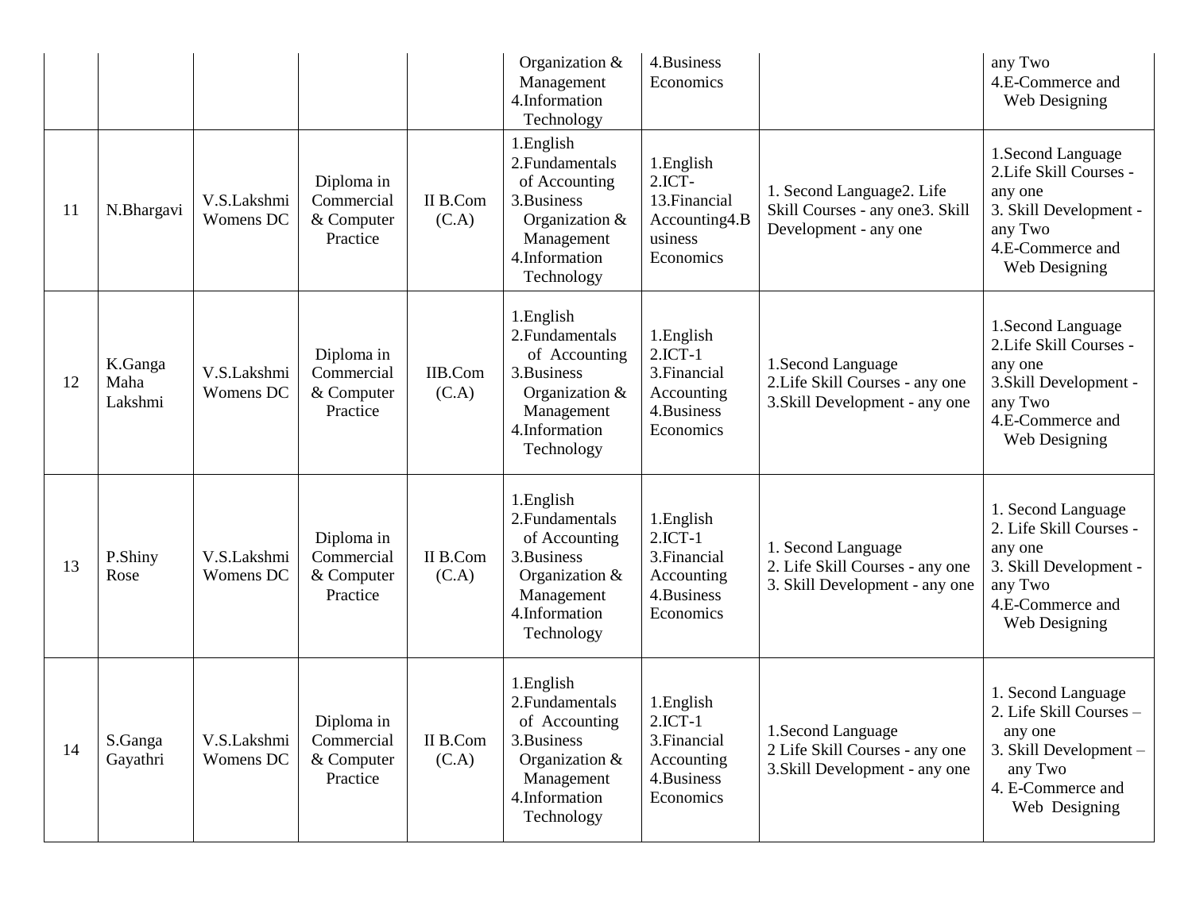| | | | | | Organization & Management 4.Information Technology | 4.Business Economics | | any Two 4.E-Commerce and Web Designing |
|---|---|---|---|---|---|---|---|---|
| 11 | N.Bhargavi | V.S.Lakshmi Womens DC | Diploma in Commercial & Computer Practice | II B.Com (C.A) | 1.English 2.Fundamentals of Accounting 3.Business Organization & Management 4.Information Technology | 1.English 2.ICT-13.Financial Accounting4.Business Economics | 1. Second Language2. Life Skill Courses - any one3. Skill Development - any one | 1.Second Language 2.Life Skill Courses - any one 3. Skill Development - any Two 4.E-Commerce and Web Designing |
| 12 | K.Ganga Maha Lakshmi | V.S.Lakshmi Womens DC | Diploma in Commercial & Computer Practice | IIB.Com (C.A) | 1.English 2.Fundamentals of Accounting 3.Business Organization & Management 4.Information Technology | 1.English 2.ICT-1 3.Financial Accounting 4.Business Economics | 1.Second Language 2.Life Skill Courses - any one 3.Skill Development - any one | 1.Second Language 2.Life Skill Courses - any one 3.Skill Development - any Two 4.E-Commerce and Web Designing |
| 13 | P.Shiny Rose | V.S.Lakshmi Womens DC | Diploma in Commercial & Computer Practice | II B.Com (C.A) | 1.English 2.Fundamentals of Accounting 3.Business Organization & Management 4.Information Technology | 1.English 2.ICT-1 3.Financial Accounting 4.Business Economics | 1. Second Language 2. Life Skill Courses - any one 3. Skill Development - any one | 1. Second Language 2. Life Skill Courses - any one 3. Skill Development - any Two 4.E-Commerce and Web Designing |
| 14 | S.Ganga Gayathri | V.S.Lakshmi Womens DC | Diploma in Commercial & Computer Practice | II B.Com (C.A) | 1.English 2.Fundamentals of Accounting 3.Business Organization & Management 4.Information Technology | 1.English 2.ICT-1 3.Financial Accounting 4.Business Economics | 1.Second Language 2 Life Skill Courses - any one 3.Skill Development - any one | 1. Second Language 2. Life Skill Courses – any one 3. Skill Development – any Two 4. E-Commerce and Web Designing |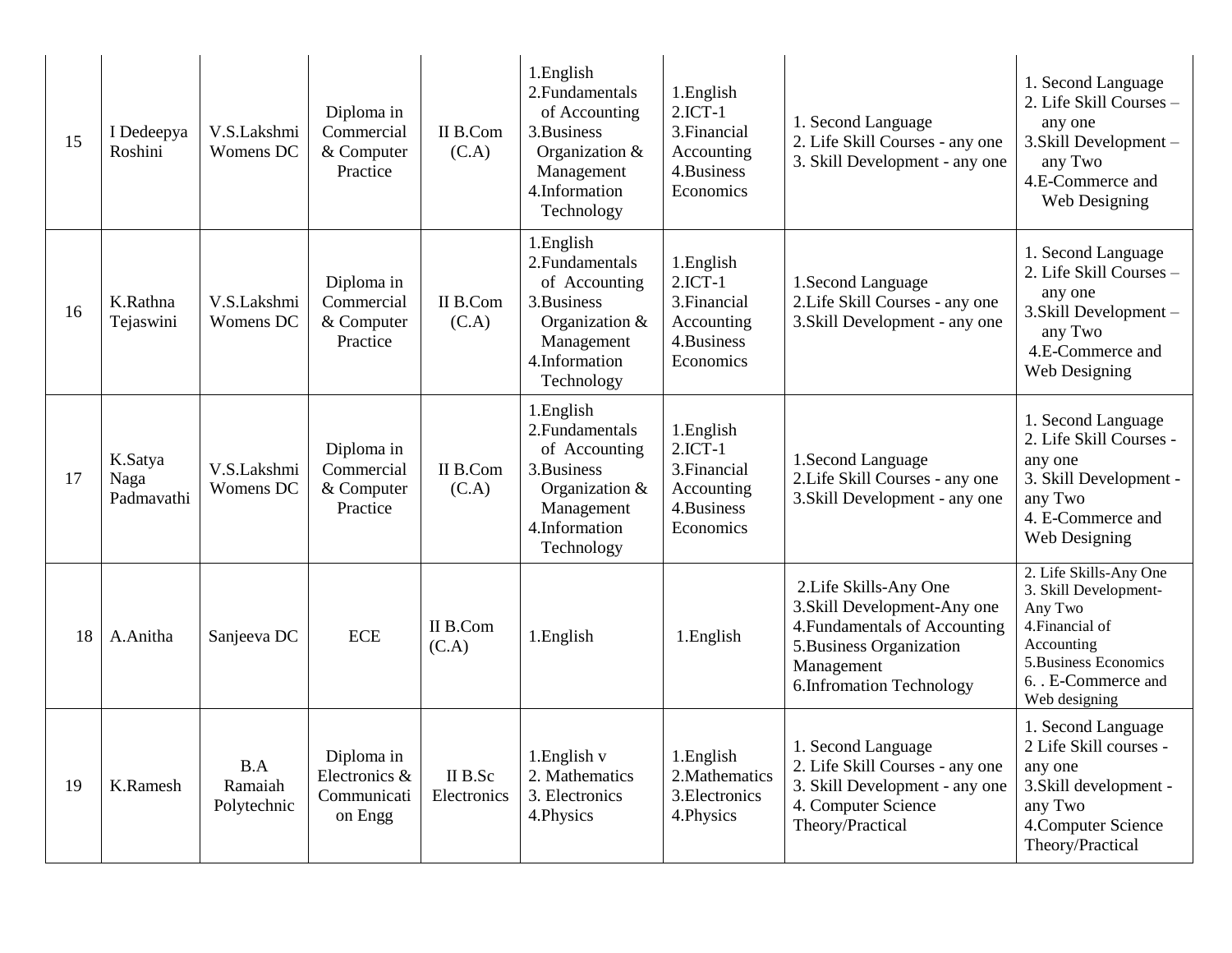| | | | | | | | | |
|---|---|---|---|---|---|---|---|---|
| 15 | I Dedeepya Roshini | V.S.Lakshmi Womens DC | Diploma in Commercial & Computer Practice | II B.Com (C.A) | 1.English<br>2.Fundamentals of Accounting<br>3.Business Organization & Management<br>4.Information Technology | 1.English<br>2.ICT-1<br>3.Financial Accounting<br>4.Business Economics | 1. Second Language<br>2. Life Skill Courses - any one<br>3. Skill Development - any one | 1. Second Language<br>2. Life Skill Courses – any one<br>3.Skill Development – any Two<br>4.E-Commerce and Web Designing |
| 16 | K.Rathna Tejaswini | V.S.Lakshmi Womens DC | Diploma in Commercial & Computer Practice | II B.Com (C.A) | 1.English<br>2.Fundamentals of Accounting<br>3.Business Organization & Management<br>4.Information Technology | 1.English<br>2.ICT-1<br>3.Financial Accounting<br>4.Business Economics | 1.Second Language<br>2.Life Skill Courses - any one<br>3.Skill Development - any one | 1. Second Language<br>2. Life Skill Courses – any one<br>3.Skill Development – any Two<br>4.E-Commerce and Web Designing |
| 17 | K.Satya Naga Padmavathi | V.S.Lakshmi Womens DC | Diploma in Commercial & Computer Practice | II B.Com (C.A) | 1.English<br>2.Fundamentals of Accounting<br>3.Business Organization & Management<br>4.Information Technology | 1.English<br>2.ICT-1<br>3.Financial Accounting<br>4.Business Economics | 1.Second Language<br>2.Life Skill Courses - any one<br>3.Skill Development - any one | 1. Second Language<br>2. Life Skill Courses - any one<br>3. Skill Development - any Two<br>4. E-Commerce and Web Designing |
| 18 | A.Anitha | Sanjeeva DC | ECE | II B.Com (C.A) | 1.English | 1.English | 2.Life Skills-Any One<br>3.Skill Development-Any one<br>4.Fundamentals of Accounting<br>5.Business Organization Management<br>6.Infromation Technology | 2. Life Skills-Any One<br>3. Skill Development-Any Two<br>4.Financial of Accounting<br>5.Business Economics<br>6. . E-Commerce and Web designing |
| 19 | K.Ramesh | B.A Ramaiah Polytechnic | Diploma in Electronics & Communication Engg | II B.Sc Electronics | 1.English v<br>2. Mathematics<br>3. Electronics<br>4.Physics | 1.English<br>2.Mathematics<br>3.Electronics<br>4.Physics | 1. Second Language<br>2. Life Skill Courses - any one<br>3. Skill Development - any one<br>4. Computer Science Theory/Practical | 1. Second Language<br>2 Life Skill courses - any one<br>3.Skill development - any Two<br>4.Computer Science Theory/Practical |